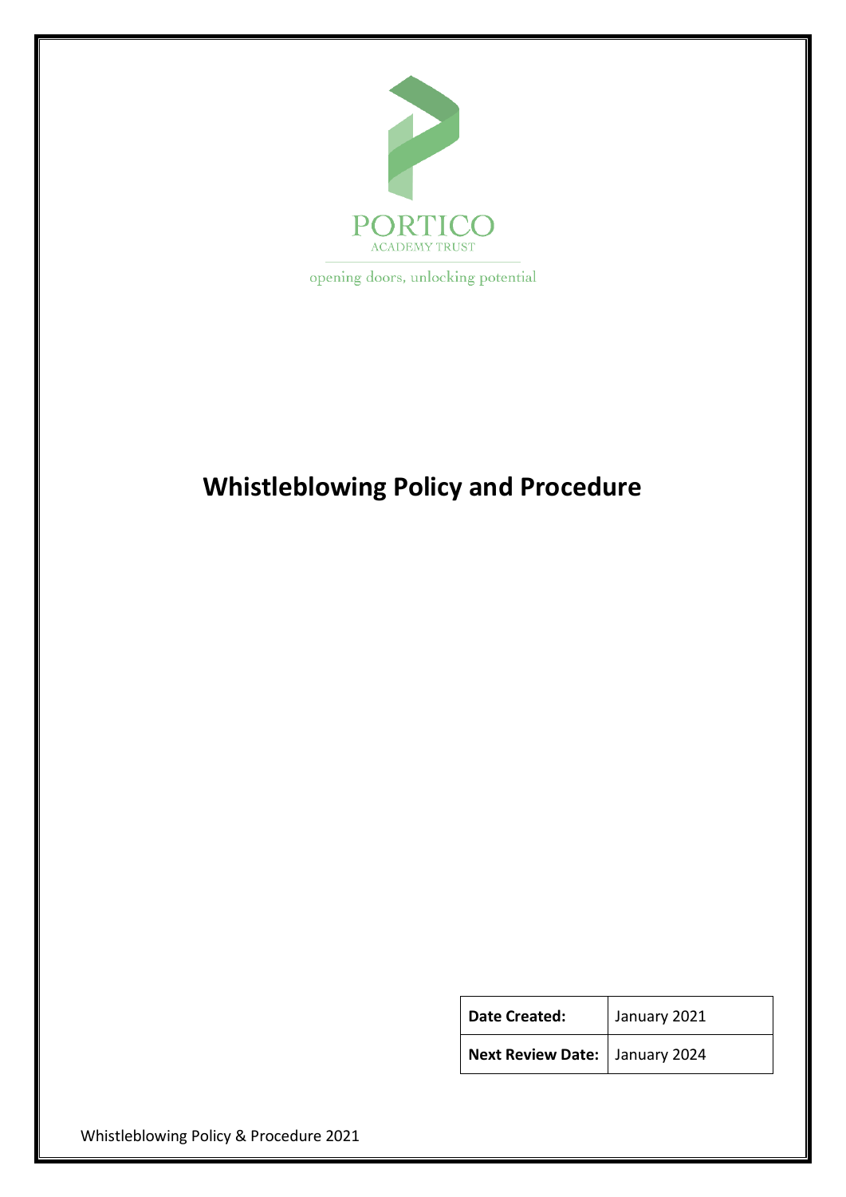PORTICO

ACADEMY TRUST

opening doors, unlocking potential

# Whistleblowing Policy and Procedure

| | |
|---|---|
| **Date Created:** | January 2021 |
| **Next Review Date:** | January 2024 |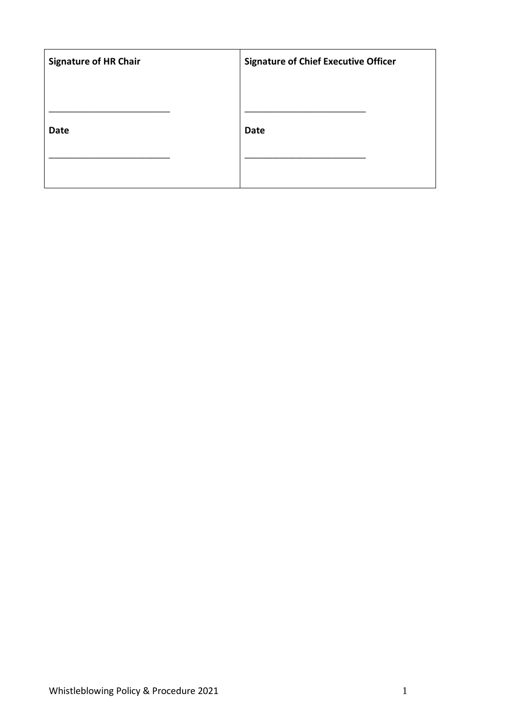| **Signature of HR Chair** | **Signature of Chief Executive Officer** |
| --- | --- |
| _________________________ | _________________________ |
| **Date** | **Date** |
| _________________________ | _________________________ |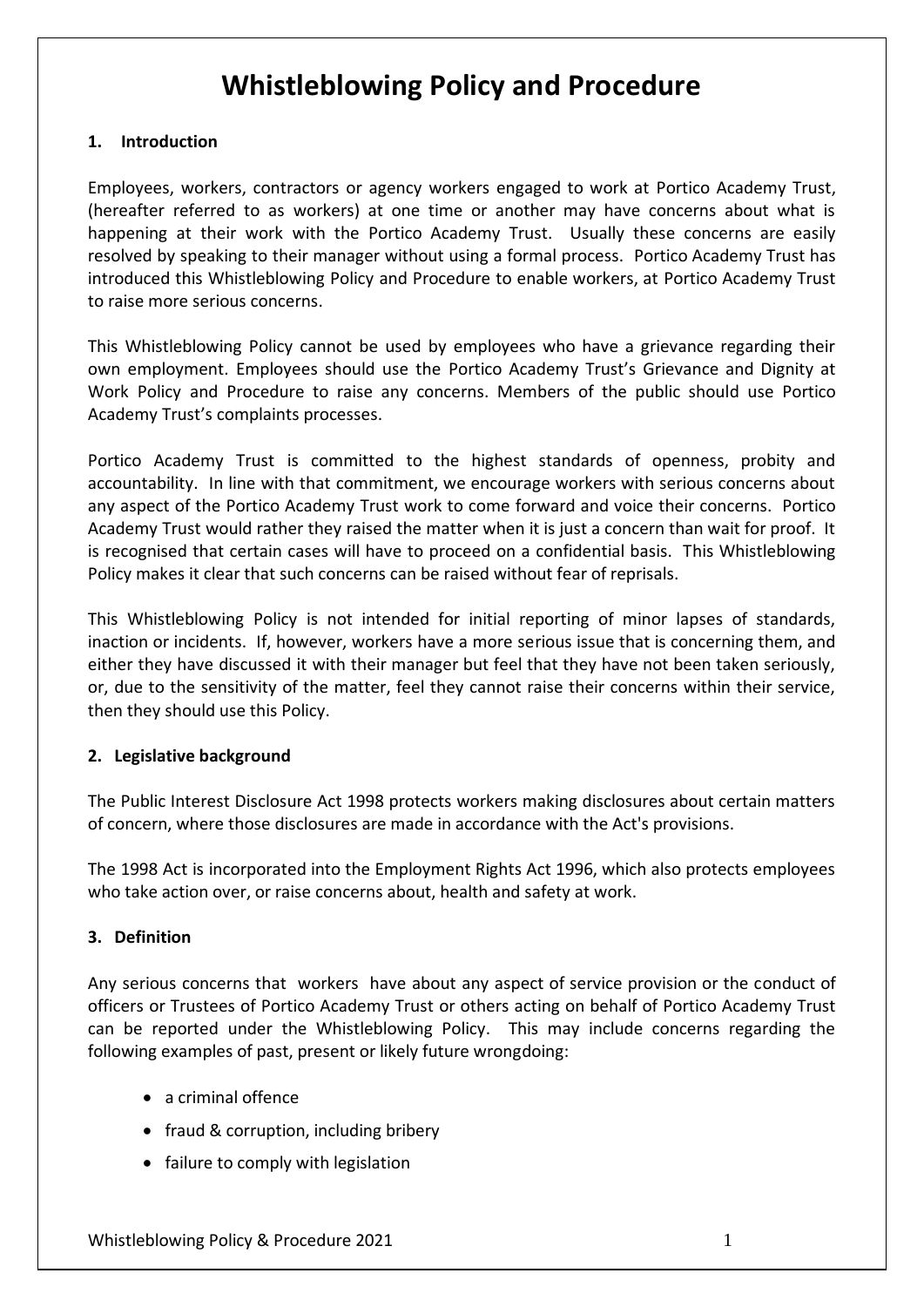# Whistleblowing Policy and Procedure

## 1. Introduction

Employees, workers, contractors or agency workers engaged to work at Portico Academy Trust, (hereafter referred to as workers) at one time or another may have concerns about what is happening at their work with the Portico Academy Trust. Usually these concerns are easily resolved by speaking to their manager without using a formal process. Portico Academy Trust has introduced this Whistleblowing Policy and Procedure to enable workers, at Portico Academy Trust to raise more serious concerns.

This Whistleblowing Policy cannot be used by employees who have a grievance regarding their own employment. Employees should use the Portico Academy Trust's Grievance and Dignity at Work Policy and Procedure to raise any concerns. Members of the public should use Portico Academy Trust's complaints processes.

Portico Academy Trust is committed to the highest standards of openness, probity and accountability. In line with that commitment, we encourage workers with serious concerns about any aspect of the Portico Academy Trust work to come forward and voice their concerns. Portico Academy Trust would rather they raised the matter when it is just a concern than wait for proof. It is recognised that certain cases will have to proceed on a confidential basis. This Whistleblowing Policy makes it clear that such concerns can be raised without fear of reprisals.

This Whistleblowing Policy is not intended for initial reporting of minor lapses of standards, inaction or incidents. If, however, workers have a more serious issue that is concerning them, and either they have discussed it with their manager but feel that they have not been taken seriously, or, due to the sensitivity of the matter, feel they cannot raise their concerns within their service, then they should use this Policy.

## 2. Legislative background

The Public Interest Disclosure Act 1998 protects workers making disclosures about certain matters of concern, where those disclosures are made in accordance with the Act's provisions.

The 1998 Act is incorporated into the Employment Rights Act 1996, which also protects employees who take action over, or raise concerns about, health and safety at work.

## 3. Definition

Any serious concerns that workers have about any aspect of service provision or the conduct of officers or Trustees of Portico Academy Trust or others acting on behalf of Portico Academy Trust can be reported under the Whistleblowing Policy. This may include concerns regarding the following examples of past, present or likely future wrongdoing:

- a criminal offence
- fraud & corruption, including bribery
- failure to comply with legislation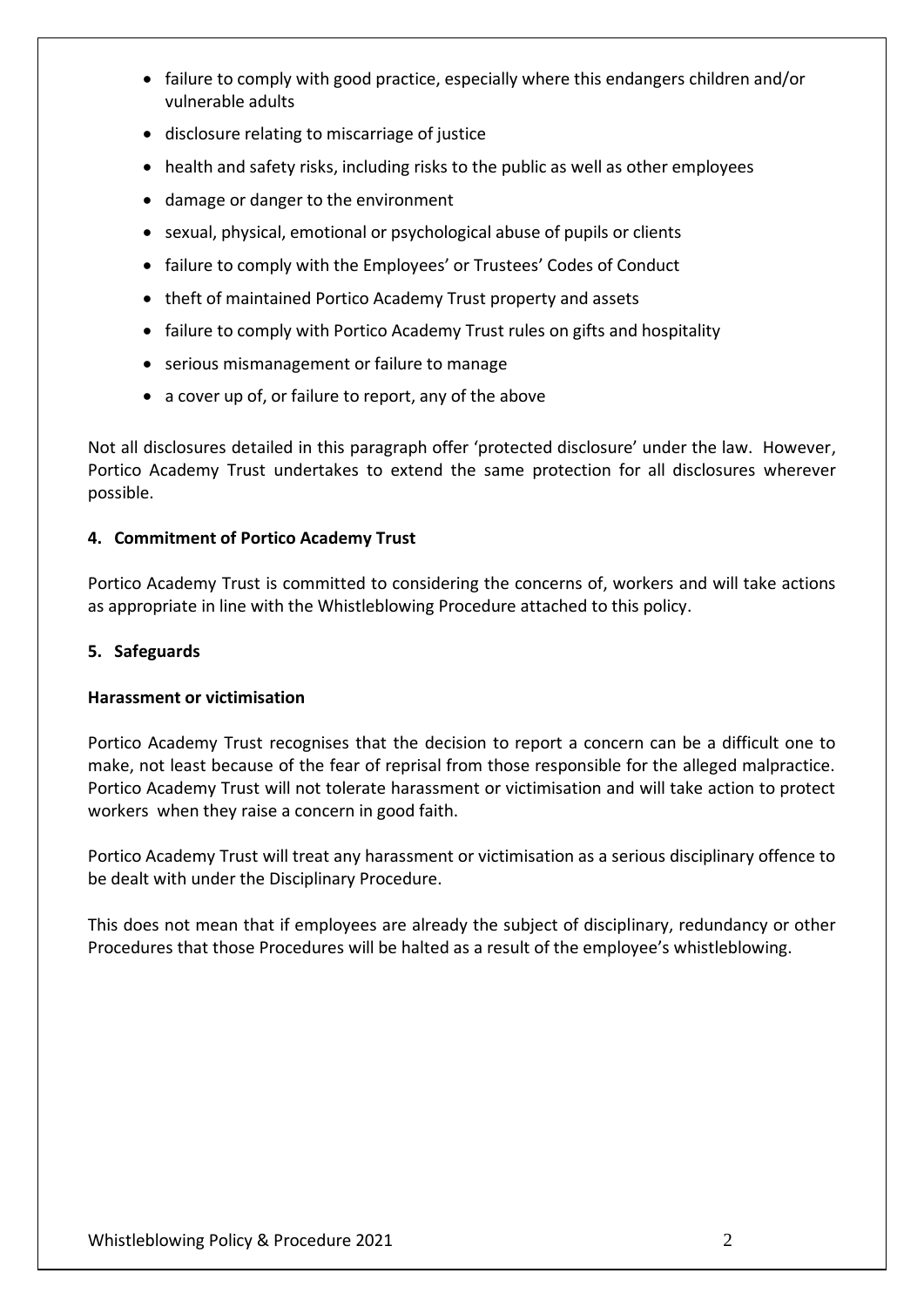- failure to comply with good practice, especially where this endangers children and/or vulnerable adults
- disclosure relating to miscarriage of justice
- health and safety risks, including risks to the public as well as other employees
- damage or danger to the environment
- sexual, physical, emotional or psychological abuse of pupils or clients
- failure to comply with the Employees' or Trustees' Codes of Conduct
- theft of maintained Portico Academy Trust property and assets
- failure to comply with Portico Academy Trust rules on gifts and hospitality
- serious mismanagement or failure to manage
- a cover up of, or failure to report, any of the above

Not all disclosures detailed in this paragraph offer 'protected disclosure' under the law. However, Portico Academy Trust undertakes to extend the same protection for all disclosures wherever possible.

## 4. Commitment of Portico Academy Trust

Portico Academy Trust is committed to considering the concerns of, workers and will take actions as appropriate in line with the Whistleblowing Procedure attached to this policy.

## 5. Safeguards

### Harassment or victimisation

Portico Academy Trust recognises that the decision to report a concern can be a difficult one to make, not least because of the fear of reprisal from those responsible for the alleged malpractice. Portico Academy Trust will not tolerate harassment or victimisation and will take action to protect workers when they raise a concern in good faith.

Portico Academy Trust will treat any harassment or victimisation as a serious disciplinary offence to be dealt with under the Disciplinary Procedure.

This does not mean that if employees are already the subject of disciplinary, redundancy or other Procedures that those Procedures will be halted as a result of the employee's whistleblowing.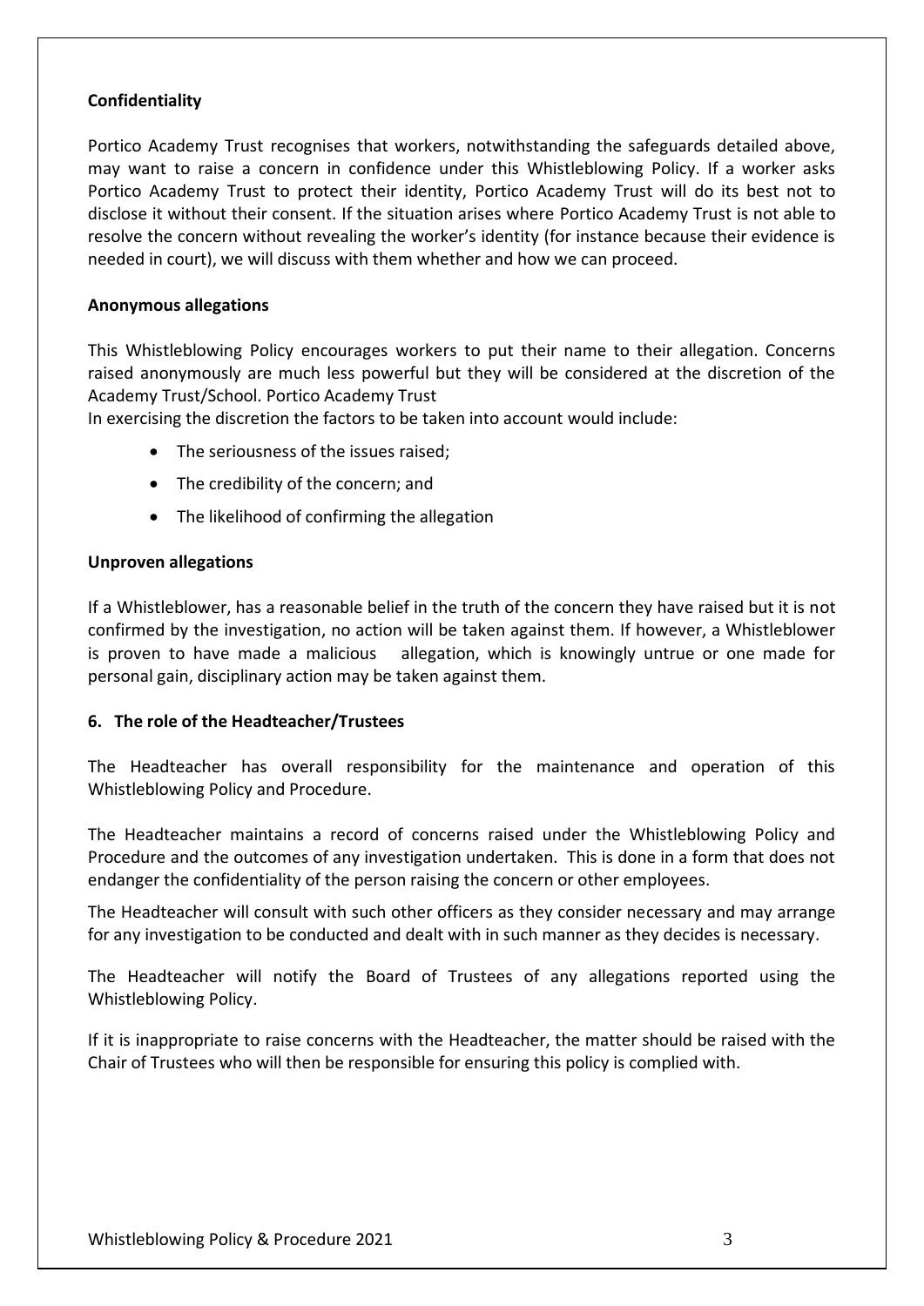**Confidentiality**

Portico Academy Trust recognises that workers, notwithstanding the safeguards detailed above, may want to raise a concern in confidence under this Whistleblowing Policy. If a worker asks Portico Academy Trust to protect their identity, Portico Academy Trust will do its best not to disclose it without their consent. If the situation arises where Portico Academy Trust is not able to resolve the concern without revealing the worker's identity (for instance because their evidence is needed in court), we will discuss with them whether and how we can proceed.

**Anonymous allegations**

This Whistleblowing Policy encourages workers to put their name to their allegation. Concerns raised anonymously are much less powerful but they will be considered at the discretion of the Academy Trust/School. Portico Academy Trust

In exercising the discretion the factors to be taken into account would include:

- The seriousness of the issues raised;
- The credibility of the concern; and
- The likelihood of confirming the allegation

**Unproven allegations**

If a Whistleblower, has a reasonable belief in the truth of the concern they have raised but it is not confirmed by the investigation, no action will be taken against them. If however, a Whistleblower is proven to have made a malicious allegation, which is knowingly untrue or one made for personal gain, disciplinary action may be taken against them.

**6. The role of the Headteacher/Trustees**

The Headteacher has overall responsibility for the maintenance and operation of this Whistleblowing Policy and Procedure.

The Headteacher maintains a record of concerns raised under the Whistleblowing Policy and Procedure and the outcomes of any investigation undertaken. This is done in a form that does not endanger the confidentiality of the person raising the concern or other employees.

The Headteacher will consult with such other officers as they consider necessary and may arrange for any investigation to be conducted and dealt with in such manner as they decides is necessary.

The Headteacher will notify the Board of Trustees of any allegations reported using the Whistleblowing Policy.

If it is inappropriate to raise concerns with the Headteacher, the matter should be raised with the Chair of Trustees who will then be responsible for ensuring this policy is complied with.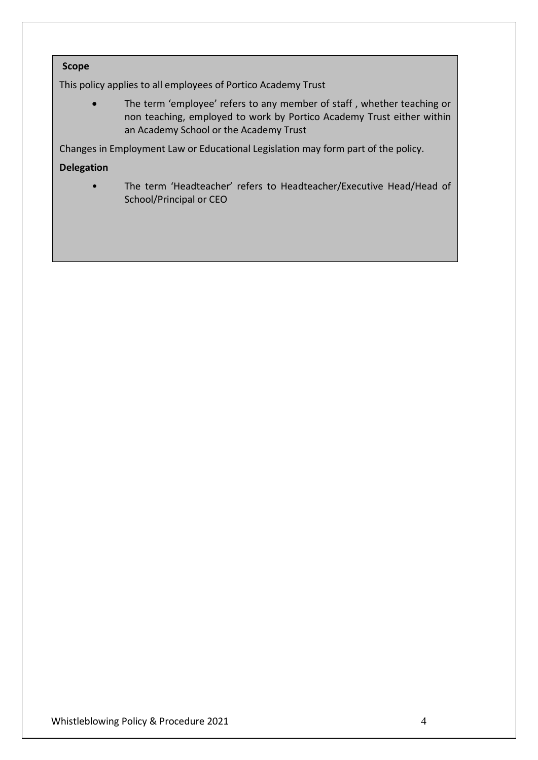**Scope**

This policy applies to all employees of Portico Academy Trust

- The term 'employee' refers to any member of staff , whether teaching or non teaching, employed to work by Portico Academy Trust either within an Academy School or the Academy Trust

Changes in Employment Law or Educational Legislation may form part of the policy.

**Delegation**

- The term 'Headteacher' refers to Headteacher/Executive Head/Head of School/Principal or CEO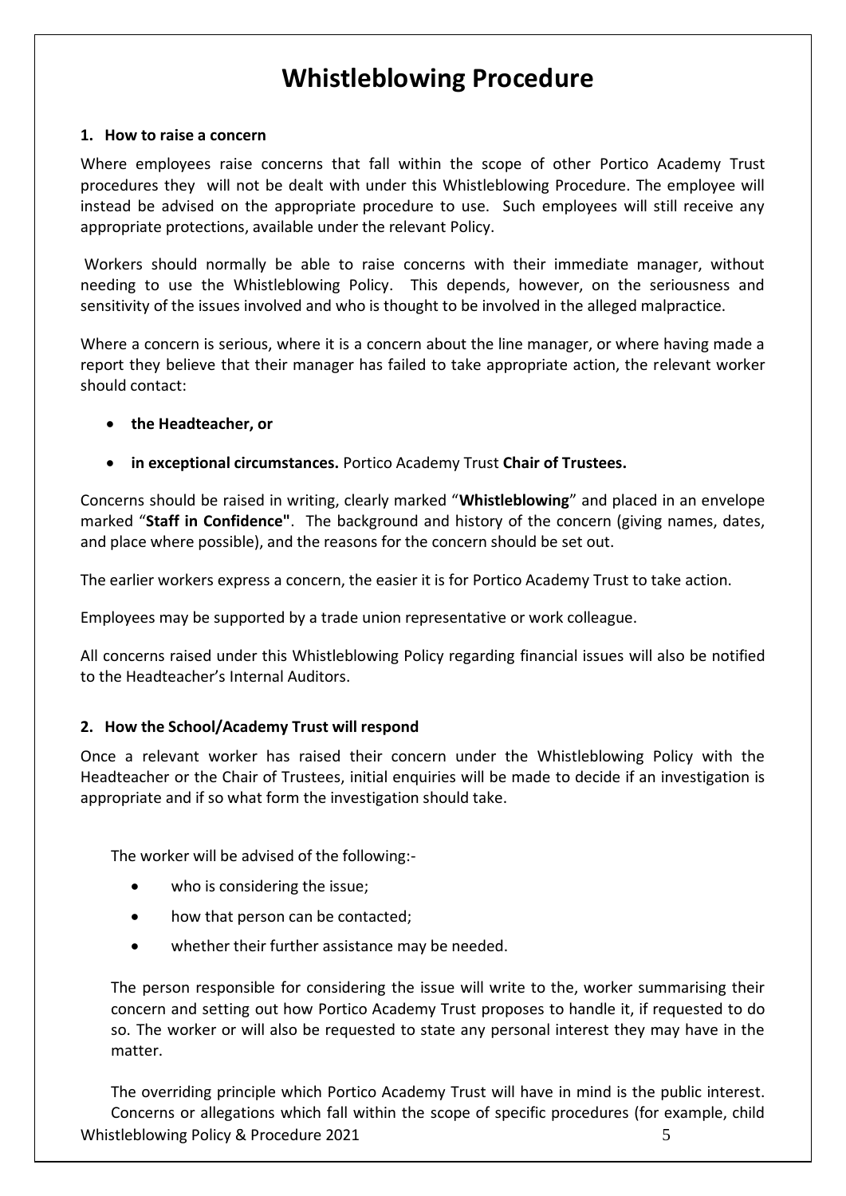# Whistleblowing Procedure

**1. How to raise a concern**

Where employees raise concerns that fall within the scope of other Portico Academy Trust procedures they will not be dealt with under this Whistleblowing Procedure. The employee will instead be advised on the appropriate procedure to use. Such employees will still receive any appropriate protections, available under the relevant Policy.

Workers should normally be able to raise concerns with their immediate manager, without needing to use the Whistleblowing Policy. This depends, however, on the seriousness and sensitivity of the issues involved and who is thought to be involved in the alleged malpractice.

Where a concern is serious, where it is a concern about the line manager, or where having made a report they believe that their manager has failed to take appropriate action, the relevant worker should contact:

- **the Headteacher, or**
- **in exceptional circumstances.** Portico Academy Trust **Chair of Trustees.**

Concerns should be raised in writing, clearly marked "**Whistleblowing**" and placed in an envelope marked "**Staff in Confidence"**. The background and history of the concern (giving names, dates, and place where possible), and the reasons for the concern should be set out.

The earlier workers express a concern, the easier it is for Portico Academy Trust to take action.

Employees may be supported by a trade union representative or work colleague.

All concerns raised under this Whistleblowing Policy regarding financial issues will also be notified to the Headteacher's Internal Auditors.

**2. How the School/Academy Trust will respond**

Once a relevant worker has raised their concern under the Whistleblowing Policy with the Headteacher or the Chair of Trustees, initial enquiries will be made to decide if an investigation is appropriate and if so what form the investigation should take.

The worker will be advised of the following:-

- who is considering the issue;
- how that person can be contacted;
- whether their further assistance may be needed.

The person responsible for considering the issue will write to the, worker summarising their concern and setting out how Portico Academy Trust proposes to handle it, if requested to do so. The worker or will also be requested to state any personal interest they may have in the matter.

The overriding principle which Portico Academy Trust will have in mind is the public interest. Concerns or allegations which fall within the scope of specific procedures (for example, child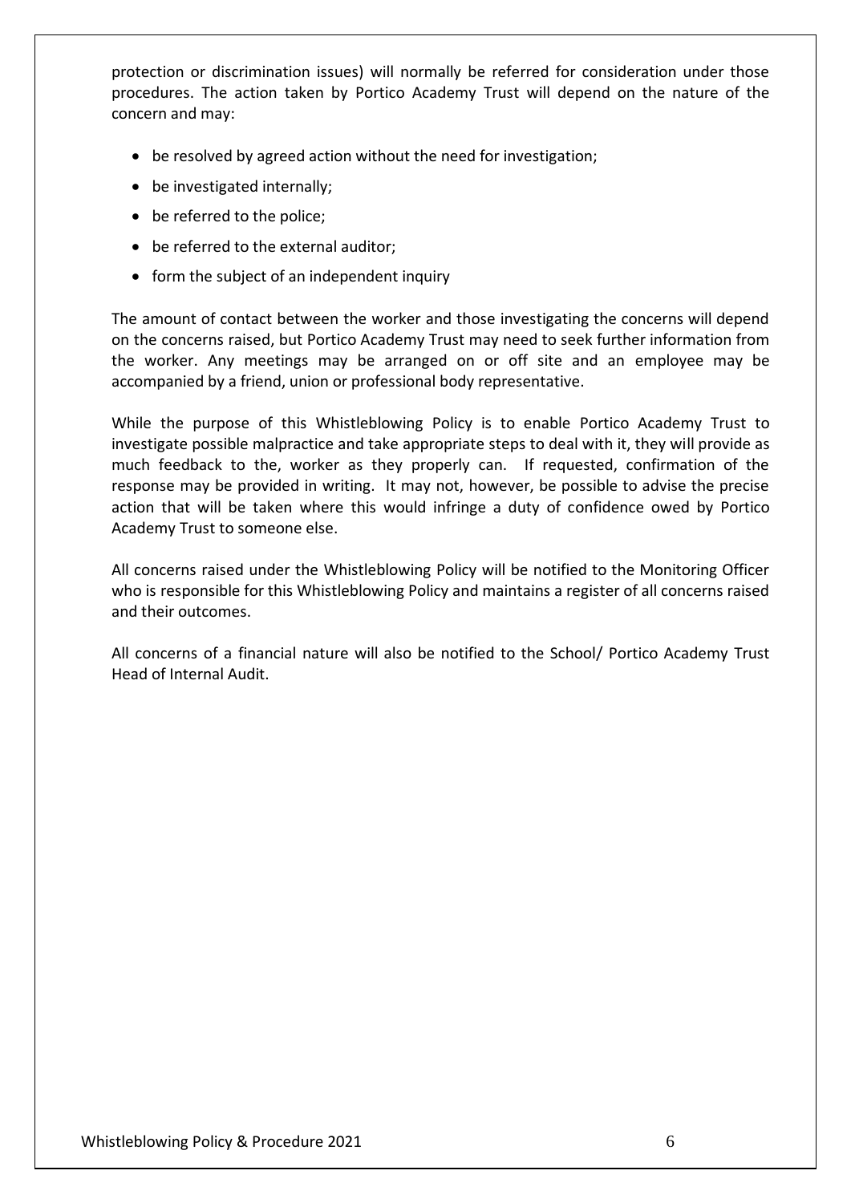protection or discrimination issues) will normally be referred for consideration under those procedures. The action taken by Portico Academy Trust will depend on the nature of the concern and may:

- be resolved by agreed action without the need for investigation;
- be investigated internally;
- be referred to the police;
- be referred to the external auditor;
- form the subject of an independent inquiry

The amount of contact between the worker and those investigating the concerns will depend on the concerns raised, but Portico Academy Trust may need to seek further information from the worker. Any meetings may be arranged on or off site and an employee may be accompanied by a friend, union or professional body representative.

While the purpose of this Whistleblowing Policy is to enable Portico Academy Trust to investigate possible malpractice and take appropriate steps to deal with it, they will provide as much feedback to the, worker as they properly can. If requested, confirmation of the response may be provided in writing. It may not, however, be possible to advise the precise action that will be taken where this would infringe a duty of confidence owed by Portico Academy Trust to someone else.

All concerns raised under the Whistleblowing Policy will be notified to the Monitoring Officer who is responsible for this Whistleblowing Policy and maintains a register of all concerns raised and their outcomes.

All concerns of a financial nature will also be notified to the School/ Portico Academy Trust Head of Internal Audit.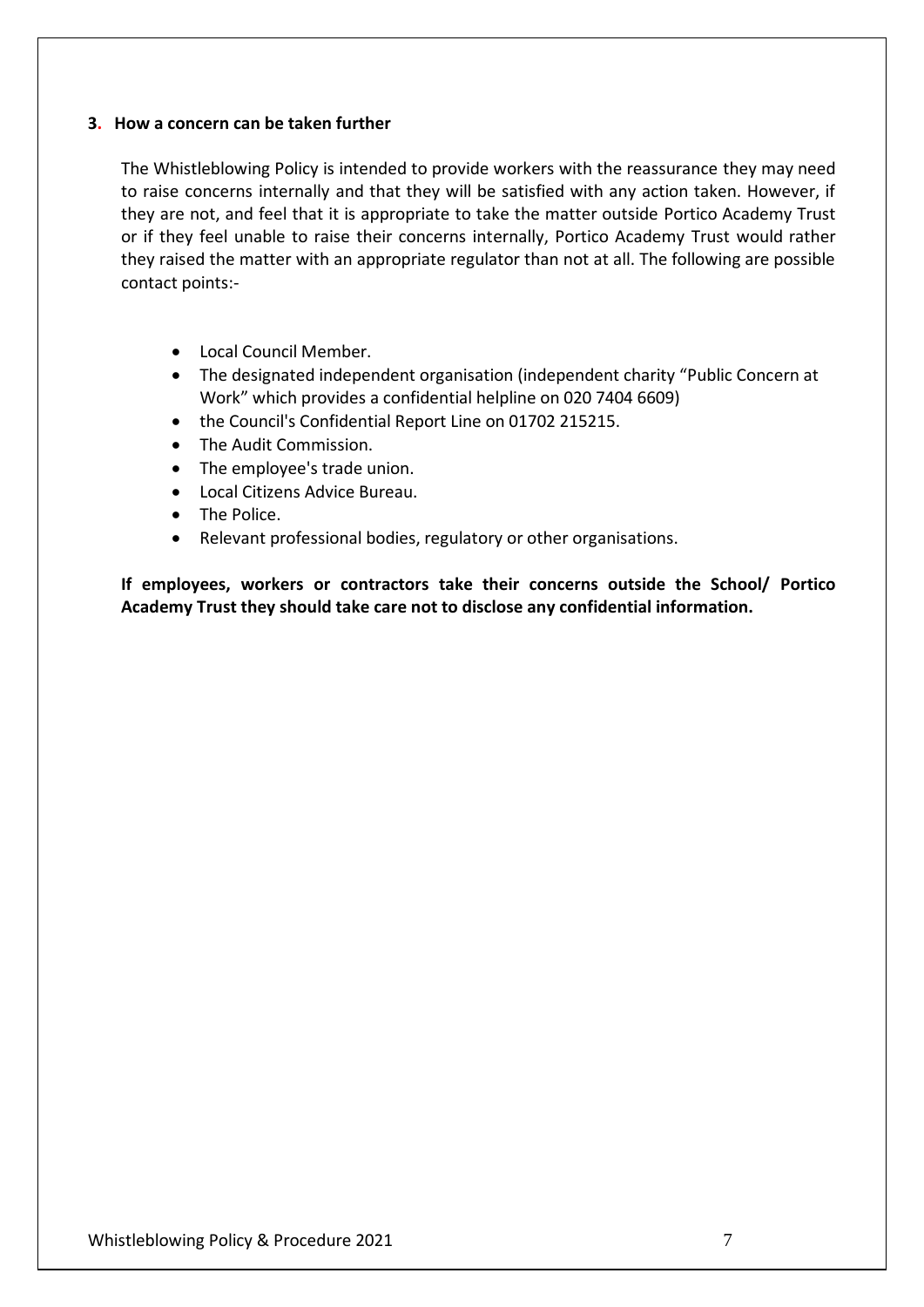### 3. How a concern can be taken further

The Whistleblowing Policy is intended to provide workers with the reassurance they may need to raise concerns internally and that they will be satisfied with any action taken. However, if they are not, and feel that it is appropriate to take the matter outside Portico Academy Trust or if they feel unable to raise their concerns internally, Portico Academy Trust would rather they raised the matter with an appropriate regulator than not at all. The following are possible contact points:-

- Local Council Member.
- The designated independent organisation (independent charity "Public Concern at Work" which provides a confidential helpline on 020 7404 6609)
- the Council's Confidential Report Line on 01702 215215.
- The Audit Commission.
- The employee's trade union.
- Local Citizens Advice Bureau.
- The Police.
- Relevant professional bodies, regulatory or other organisations.

**If employees, workers or contractors take their concerns outside the School/ Portico Academy Trust they should take care not to disclose any confidential information.**